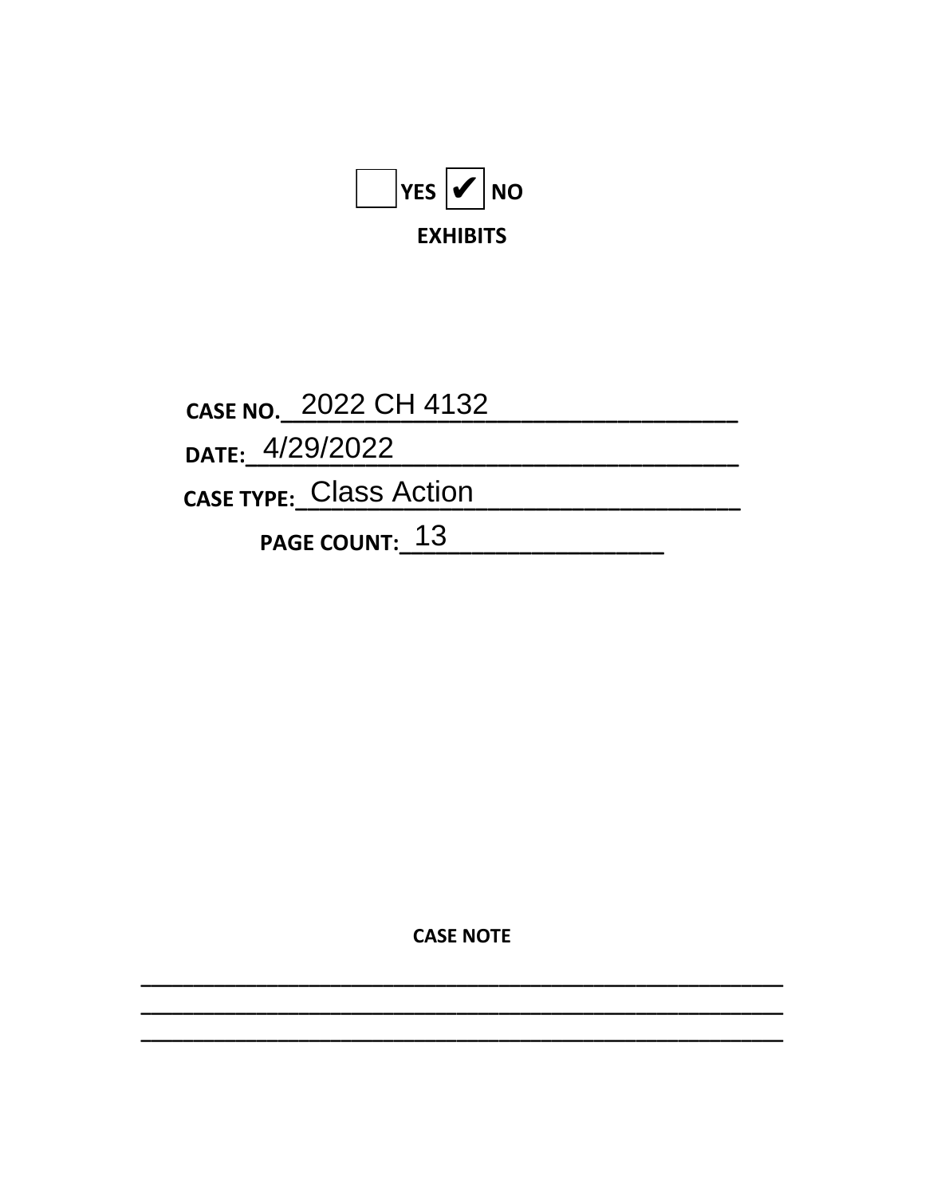☐ YES ☑ NO

**EXHIBITS**

**CASE NO.** 2022 CH 4132

**DATE:** 4/29/2022

**CASE TYPE:** Class Action

**PAGE COUNT:** 13

**CASE NOTE**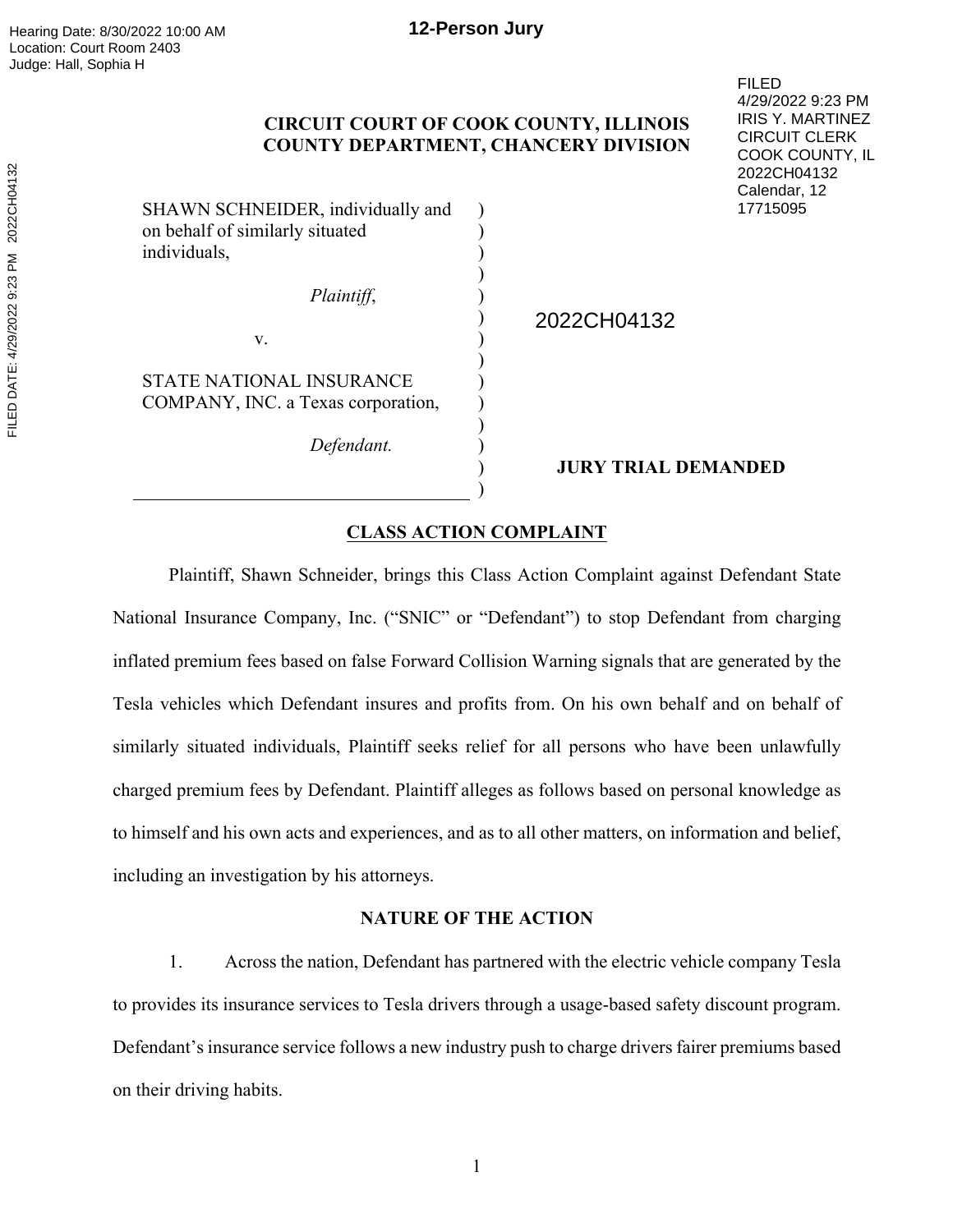Hearing Date: 8/30/2022 10:00 AM
Location: Court Room 2403
Judge: Hall, Sophia H

**12-Person Jury**

FILED
4/29/2022 9:23 PM
IRIS Y. MARTINEZ
CIRCUIT CLERK
COOK COUNTY, IL
2022CH04132
Calendar, 12
17715095

**CIRCUIT COURT OF COOK COUNTY, ILLINOIS**
**COUNTY DEPARTMENT, CHANCERY DIVISION**

| | | |
|---|---|---|
| SHAWN SCHNEIDER, individually and on behalf of similarly situated individuals, | ) | |
| *Plaintiff*, | ) | 2022CH04132 |
| v. | ) | |
| STATE NATIONAL INSURANCE COMPANY, INC. a Texas corporation, | ) | |
| *Defendant.* | ) | **JURY TRIAL DEMANDED** |

## CLASS ACTION COMPLAINT

Plaintiff, Shawn Schneider, brings this Class Action Complaint against Defendant State National Insurance Company, Inc. ("SNIC" or "Defendant") to stop Defendant from charging inflated premium fees based on false Forward Collision Warning signals that are generated by the Tesla vehicles which Defendant insures and profits from. On his own behalf and on behalf of similarly situated individuals, Plaintiff seeks relief for all persons who have been unlawfully charged premium fees by Defendant. Plaintiff alleges as follows based on personal knowledge as to himself and his own acts and experiences, and as to all other matters, on information and belief, including an investigation by his attorneys.

### NATURE OF THE ACTION

1. Across the nation, Defendant has partnered with the electric vehicle company Tesla to provides its insurance services to Tesla drivers through a usage-based safety discount program. Defendant's insurance service follows a new industry push to charge drivers fairer premiums based on their driving habits.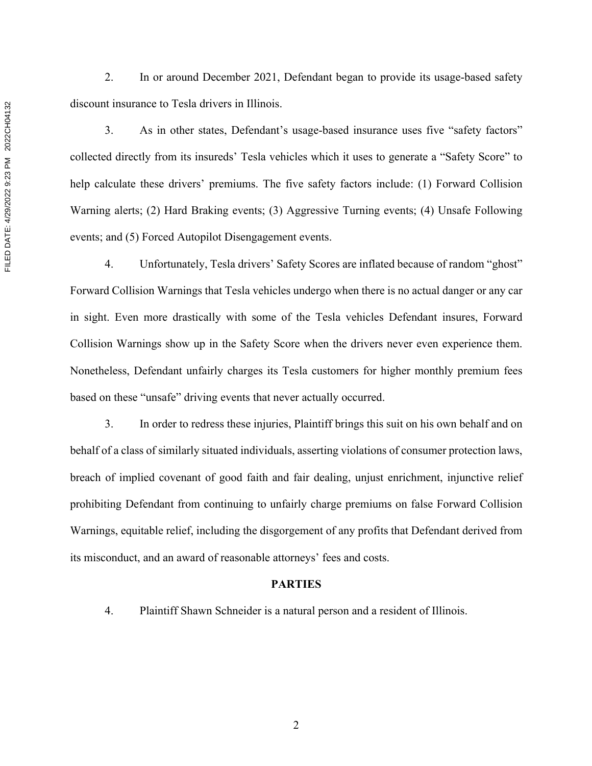2. In or around December 2021, Defendant began to provide its usage-based safety discount insurance to Tesla drivers in Illinois.

3. As in other states, Defendant's usage-based insurance uses five "safety factors" collected directly from its insureds' Tesla vehicles which it uses to generate a "Safety Score" to help calculate these drivers' premiums. The five safety factors include: (1) Forward Collision Warning alerts; (2) Hard Braking events; (3) Aggressive Turning events; (4) Unsafe Following events; and (5) Forced Autopilot Disengagement events.

4. Unfortunately, Tesla drivers' Safety Scores are inflated because of random "ghost" Forward Collision Warnings that Tesla vehicles undergo when there is no actual danger or any car in sight. Even more drastically with some of the Tesla vehicles Defendant insures, Forward Collision Warnings show up in the Safety Score when the drivers never even experience them. Nonetheless, Defendant unfairly charges its Tesla customers for higher monthly premium fees based on these "unsafe" driving events that never actually occurred.

3. In order to redress these injuries, Plaintiff brings this suit on his own behalf and on behalf of a class of similarly situated individuals, asserting violations of consumer protection laws, breach of implied covenant of good faith and fair dealing, unjust enrichment, injunctive relief prohibiting Defendant from continuing to unfairly charge premiums on false Forward Collision Warnings, equitable relief, including the disgorgement of any profits that Defendant derived from its misconduct, and an award of reasonable attorneys' fees and costs.

## PARTIES

4. Plaintiff Shawn Schneider is a natural person and a resident of Illinois.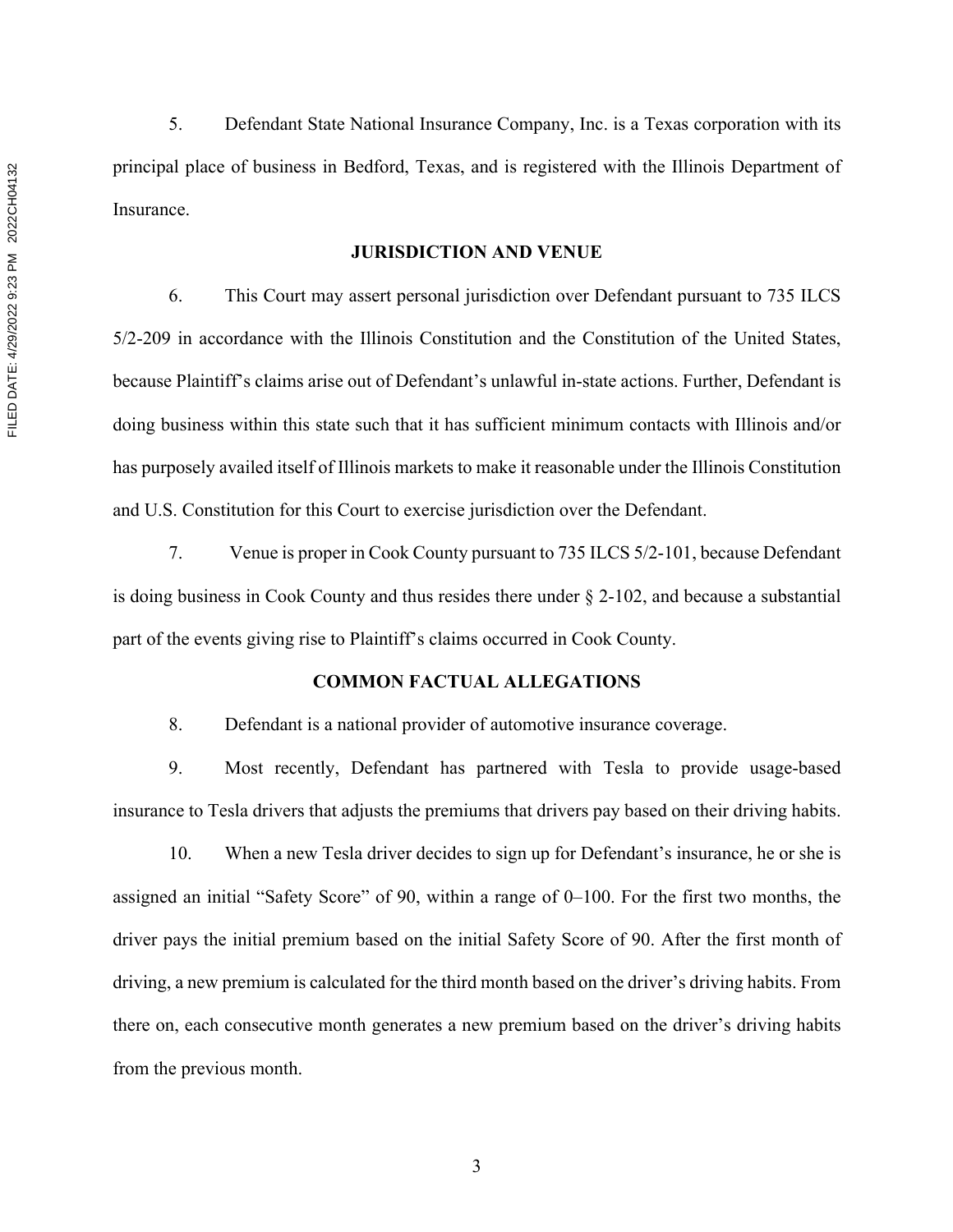5. Defendant State National Insurance Company, Inc. is a Texas corporation with its principal place of business in Bedford, Texas, and is registered with the Illinois Department of Insurance.

**JURISDICTION AND VENUE**

6. This Court may assert personal jurisdiction over Defendant pursuant to 735 ILCS 5/2-209 in accordance with the Illinois Constitution and the Constitution of the United States, because Plaintiff's claims arise out of Defendant's unlawful in-state actions. Further, Defendant is doing business within this state such that it has sufficient minimum contacts with Illinois and/or has purposely availed itself of Illinois markets to make it reasonable under the Illinois Constitution and U.S. Constitution for this Court to exercise jurisdiction over the Defendant.

7. Venue is proper in Cook County pursuant to 735 ILCS 5/2-101, because Defendant is doing business in Cook County and thus resides there under § 2-102, and because a substantial part of the events giving rise to Plaintiff's claims occurred in Cook County.

**COMMON FACTUAL ALLEGATIONS**

8. Defendant is a national provider of automotive insurance coverage.

9. Most recently, Defendant has partnered with Tesla to provide usage-based insurance to Tesla drivers that adjusts the premiums that drivers pay based on their driving habits.

10. When a new Tesla driver decides to sign up for Defendant's insurance, he or she is assigned an initial "Safety Score" of 90, within a range of 0–100. For the first two months, the driver pays the initial premium based on the initial Safety Score of 90. After the first month of driving, a new premium is calculated for the third month based on the driver's driving habits. From there on, each consecutive month generates a new premium based on the driver's driving habits from the previous month.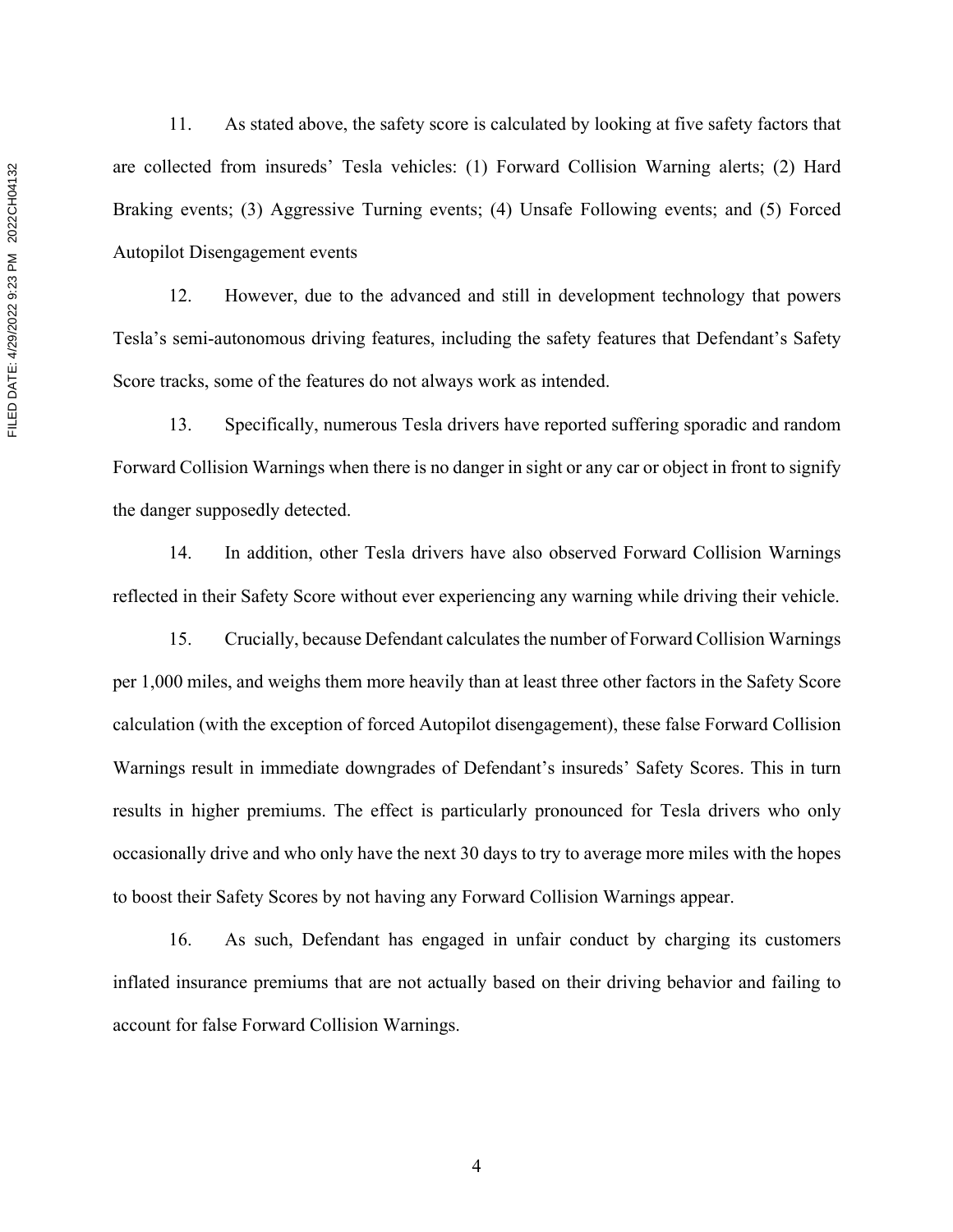11. As stated above, the safety score is calculated by looking at five safety factors that are collected from insureds' Tesla vehicles: (1) Forward Collision Warning alerts; (2) Hard Braking events; (3) Aggressive Turning events; (4) Unsafe Following events; and (5) Forced Autopilot Disengagement events

12. However, due to the advanced and still in development technology that powers Tesla's semi-autonomous driving features, including the safety features that Defendant's Safety Score tracks, some of the features do not always work as intended.

13. Specifically, numerous Tesla drivers have reported suffering sporadic and random Forward Collision Warnings when there is no danger in sight or any car or object in front to signify the danger supposedly detected.

14. In addition, other Tesla drivers have also observed Forward Collision Warnings reflected in their Safety Score without ever experiencing any warning while driving their vehicle.

15. Crucially, because Defendant calculates the number of Forward Collision Warnings per 1,000 miles, and weighs them more heavily than at least three other factors in the Safety Score calculation (with the exception of forced Autopilot disengagement), these false Forward Collision Warnings result in immediate downgrades of Defendant's insureds' Safety Scores. This in turn results in higher premiums. The effect is particularly pronounced for Tesla drivers who only occasionally drive and who only have the next 30 days to try to average more miles with the hopes to boost their Safety Scores by not having any Forward Collision Warnings appear.

16. As such, Defendant has engaged in unfair conduct by charging its customers inflated insurance premiums that are not actually based on their driving behavior and failing to account for false Forward Collision Warnings.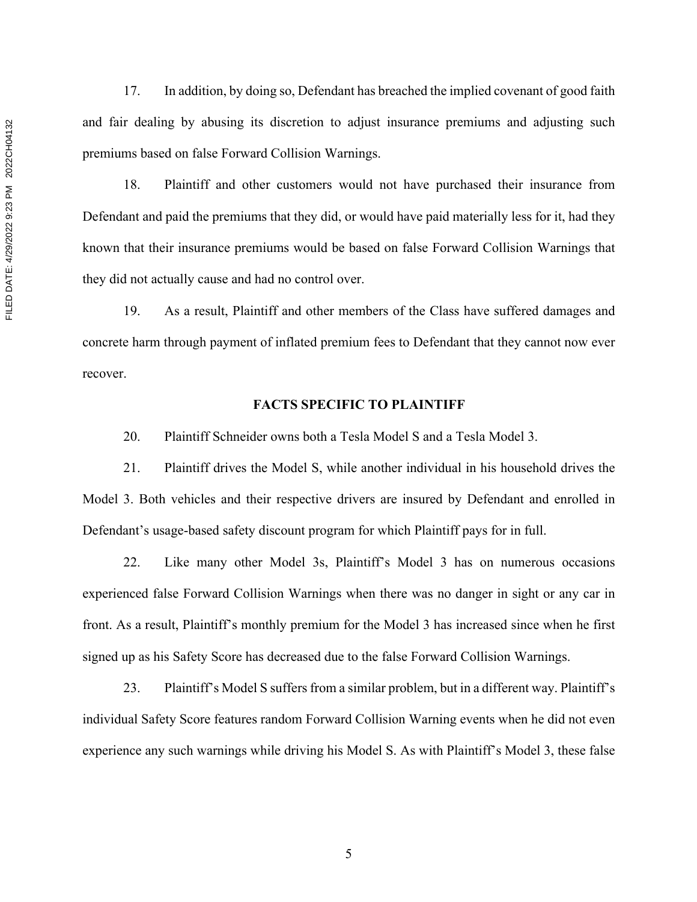17. In addition, by doing so, Defendant has breached the implied covenant of good faith and fair dealing by abusing its discretion to adjust insurance premiums and adjusting such premiums based on false Forward Collision Warnings.

18. Plaintiff and other customers would not have purchased their insurance from Defendant and paid the premiums that they did, or would have paid materially less for it, had they known that their insurance premiums would be based on false Forward Collision Warnings that they did not actually cause and had no control over.

19. As a result, Plaintiff and other members of the Class have suffered damages and concrete harm through payment of inflated premium fees to Defendant that they cannot now ever recover.

## FACTS SPECIFIC TO PLAINTIFF

20. Plaintiff Schneider owns both a Tesla Model S and a Tesla Model 3.

21. Plaintiff drives the Model S, while another individual in his household drives the Model 3. Both vehicles and their respective drivers are insured by Defendant and enrolled in Defendant's usage-based safety discount program for which Plaintiff pays for in full.

22. Like many other Model 3s, Plaintiff's Model 3 has on numerous occasions experienced false Forward Collision Warnings when there was no danger in sight or any car in front. As a result, Plaintiff's monthly premium for the Model 3 has increased since when he first signed up as his Safety Score has decreased due to the false Forward Collision Warnings.

23. Plaintiff's Model S suffers from a similar problem, but in a different way. Plaintiff's individual Safety Score features random Forward Collision Warning events when he did not even experience any such warnings while driving his Model S. As with Plaintiff's Model 3, these false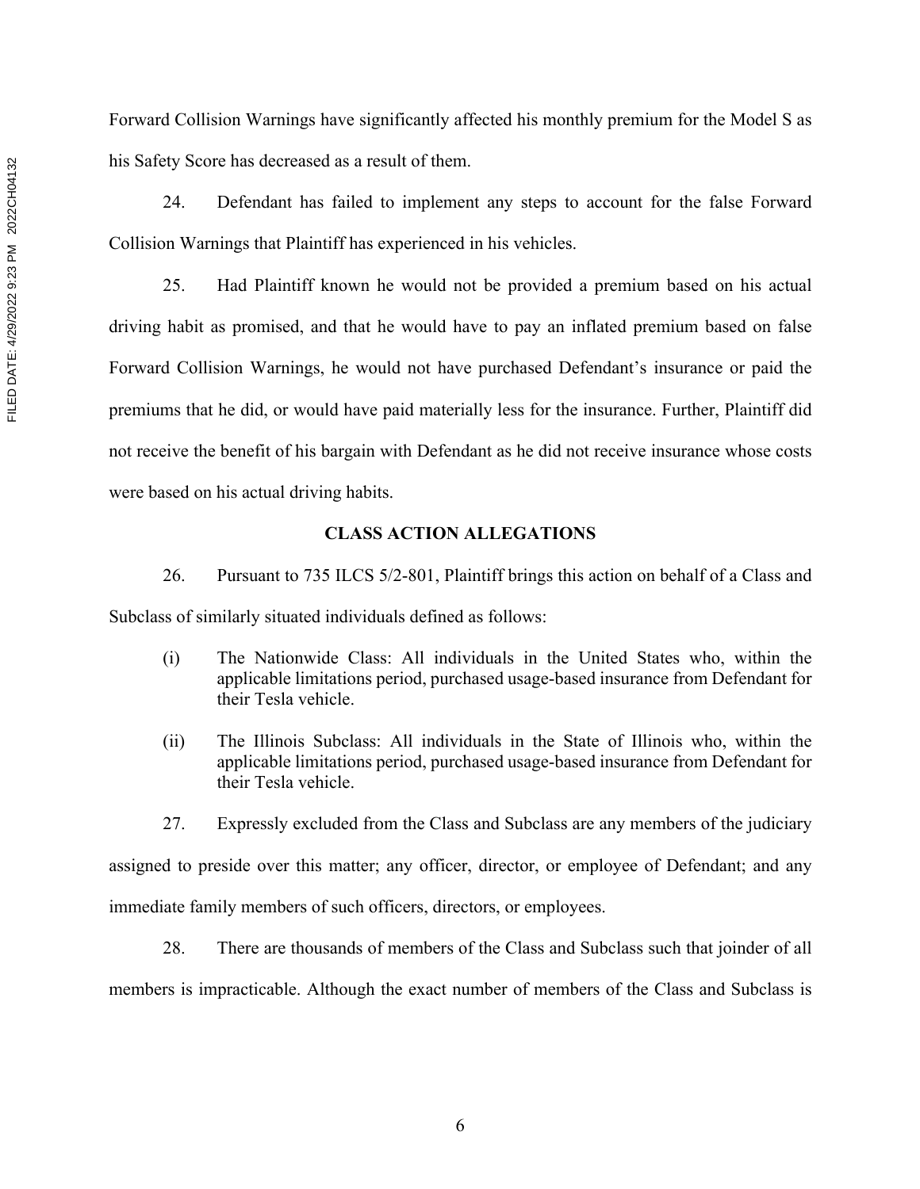Forward Collision Warnings have significantly affected his monthly premium for the Model S as his Safety Score has decreased as a result of them.

24. Defendant has failed to implement any steps to account for the false Forward Collision Warnings that Plaintiff has experienced in his vehicles.

25. Had Plaintiff known he would not be provided a premium based on his actual driving habit as promised, and that he would have to pay an inflated premium based on false Forward Collision Warnings, he would not have purchased Defendant's insurance or paid the premiums that he did, or would have paid materially less for the insurance. Further, Plaintiff did not receive the benefit of his bargain with Defendant as he did not receive insurance whose costs were based on his actual driving habits.

## CLASS ACTION ALLEGATIONS

26. Pursuant to 735 ILCS 5/2-801, Plaintiff brings this action on behalf of a Class and Subclass of similarly situated individuals defined as follows:

(i) The Nationwide Class: All individuals in the United States who, within the applicable limitations period, purchased usage-based insurance from Defendant for their Tesla vehicle.

(ii) The Illinois Subclass: All individuals in the State of Illinois who, within the applicable limitations period, purchased usage-based insurance from Defendant for their Tesla vehicle.

27. Expressly excluded from the Class and Subclass are any members of the judiciary assigned to preside over this matter; any officer, director, or employee of Defendant; and any immediate family members of such officers, directors, or employees.

28. There are thousands of members of the Class and Subclass such that joinder of all members is impracticable. Although the exact number of members of the Class and Subclass is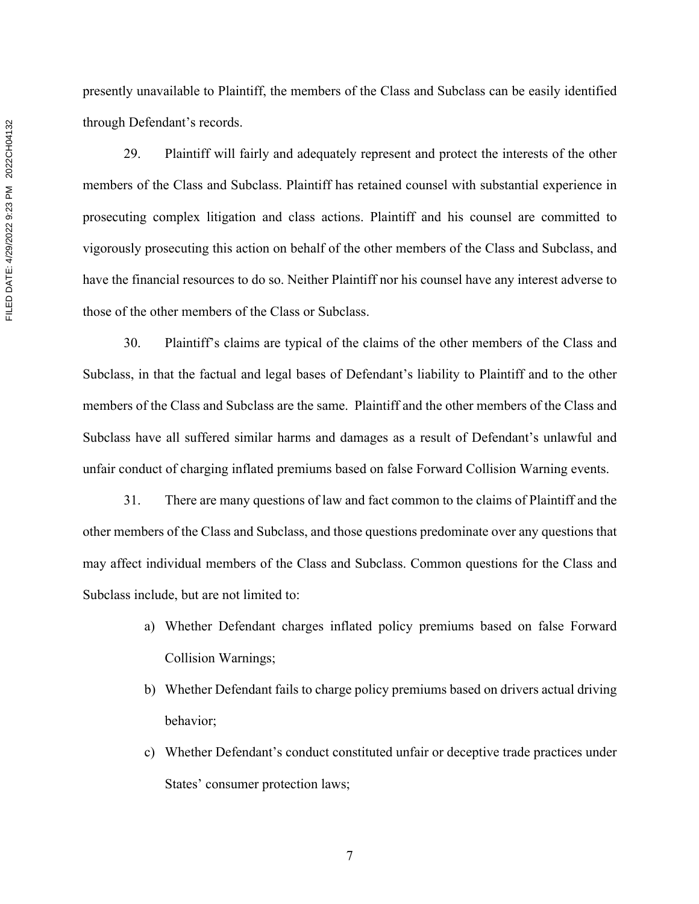presently unavailable to Plaintiff, the members of the Class and Subclass can be easily identified through Defendant's records.

29. Plaintiff will fairly and adequately represent and protect the interests of the other members of the Class and Subclass. Plaintiff has retained counsel with substantial experience in prosecuting complex litigation and class actions. Plaintiff and his counsel are committed to vigorously prosecuting this action on behalf of the other members of the Class and Subclass, and have the financial resources to do so. Neither Plaintiff nor his counsel have any interest adverse to those of the other members of the Class or Subclass.

30. Plaintiff's claims are typical of the claims of the other members of the Class and Subclass, in that the factual and legal bases of Defendant's liability to Plaintiff and to the other members of the Class and Subclass are the same. Plaintiff and the other members of the Class and Subclass have all suffered similar harms and damages as a result of Defendant's unlawful and unfair conduct of charging inflated premiums based on false Forward Collision Warning events.

31. There are many questions of law and fact common to the claims of Plaintiff and the other members of the Class and Subclass, and those questions predominate over any questions that may affect individual members of the Class and Subclass. Common questions for the Class and Subclass include, but are not limited to:

a) Whether Defendant charges inflated policy premiums based on false Forward Collision Warnings;

b) Whether Defendant fails to charge policy premiums based on drivers actual driving behavior;

c) Whether Defendant's conduct constituted unfair or deceptive trade practices under States' consumer protection laws;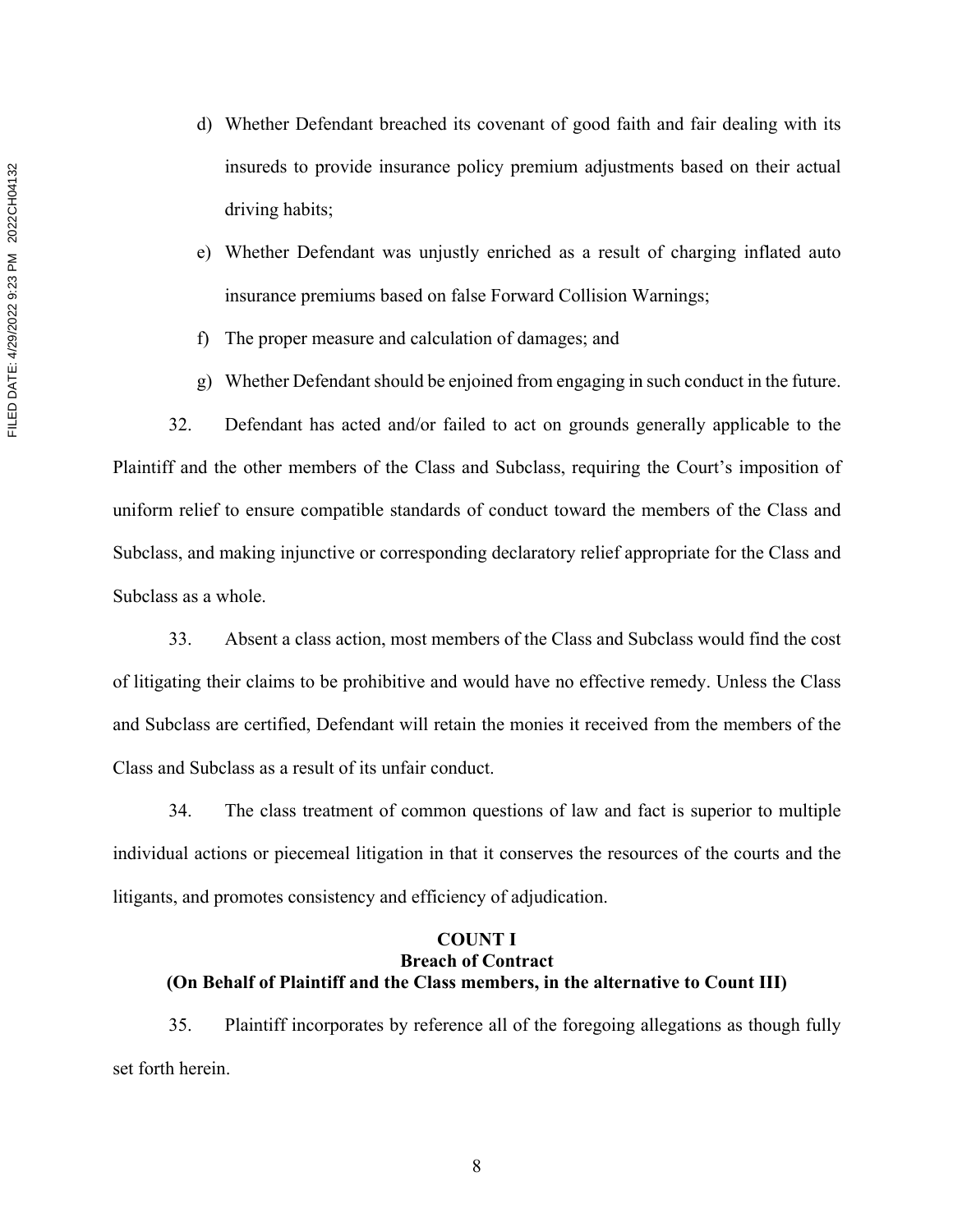d) Whether Defendant breached its covenant of good faith and fair dealing with its insureds to provide insurance policy premium adjustments based on their actual driving habits;

e) Whether Defendant was unjustly enriched as a result of charging inflated auto insurance premiums based on false Forward Collision Warnings;

f) The proper measure and calculation of damages; and

g) Whether Defendant should be enjoined from engaging in such conduct in the future.

32. Defendant has acted and/or failed to act on grounds generally applicable to the Plaintiff and the other members of the Class and Subclass, requiring the Court's imposition of uniform relief to ensure compatible standards of conduct toward the members of the Class and Subclass, and making injunctive or corresponding declaratory relief appropriate for the Class and Subclass as a whole.

33. Absent a class action, most members of the Class and Subclass would find the cost of litigating their claims to be prohibitive and would have no effective remedy. Unless the Class and Subclass are certified, Defendant will retain the monies it received from the members of the Class and Subclass as a result of its unfair conduct.

34. The class treatment of common questions of law and fact is superior to multiple individual actions or piecemeal litigation in that it conserves the resources of the courts and the litigants, and promotes consistency and efficiency of adjudication.

**COUNT I**
**Breach of Contract**
**(On Behalf of Plaintiff and the Class members, in the alternative to Count III)**

35. Plaintiff incorporates by reference all of the foregoing allegations as though fully set forth herein.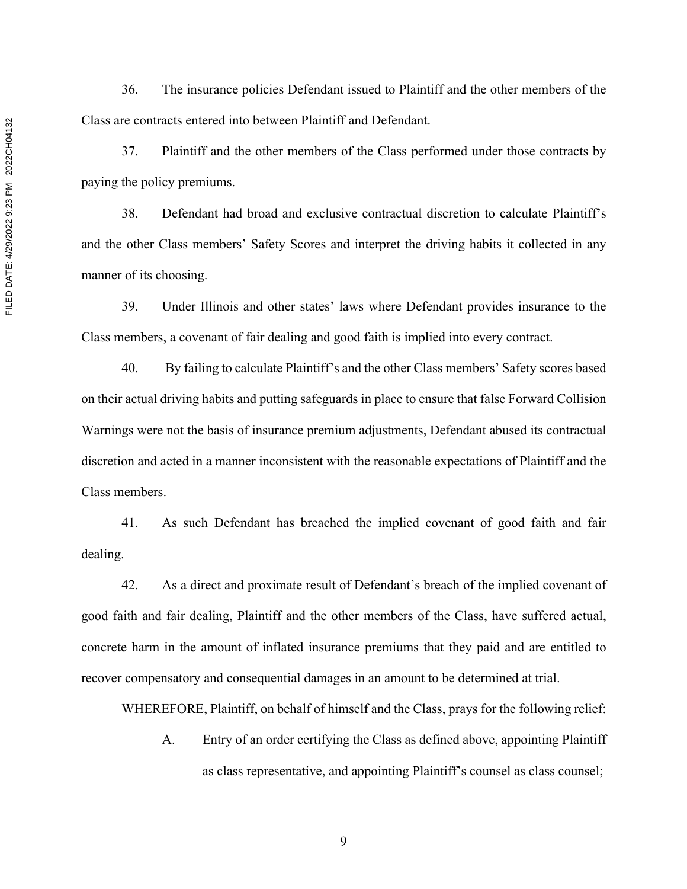36. The insurance policies Defendant issued to Plaintiff and the other members of the Class are contracts entered into between Plaintiff and Defendant.

37. Plaintiff and the other members of the Class performed under those contracts by paying the policy premiums.

38. Defendant had broad and exclusive contractual discretion to calculate Plaintiff's and the other Class members' Safety Scores and interpret the driving habits it collected in any manner of its choosing.

39. Under Illinois and other states' laws where Defendant provides insurance to the Class members, a covenant of fair dealing and good faith is implied into every contract.

40. By failing to calculate Plaintiff's and the other Class members' Safety scores based on their actual driving habits and putting safeguards in place to ensure that false Forward Collision Warnings were not the basis of insurance premium adjustments, Defendant abused its contractual discretion and acted in a manner inconsistent with the reasonable expectations of Plaintiff and the Class members.

41. As such Defendant has breached the implied covenant of good faith and fair dealing.

42. As a direct and proximate result of Defendant's breach of the implied covenant of good faith and fair dealing, Plaintiff and the other members of the Class, have suffered actual, concrete harm in the amount of inflated insurance premiums that they paid and are entitled to recover compensatory and consequential damages in an amount to be determined at trial.

WHEREFORE, Plaintiff, on behalf of himself and the Class, prays for the following relief:

A. Entry of an order certifying the Class as defined above, appointing Plaintiff as class representative, and appointing Plaintiff's counsel as class counsel;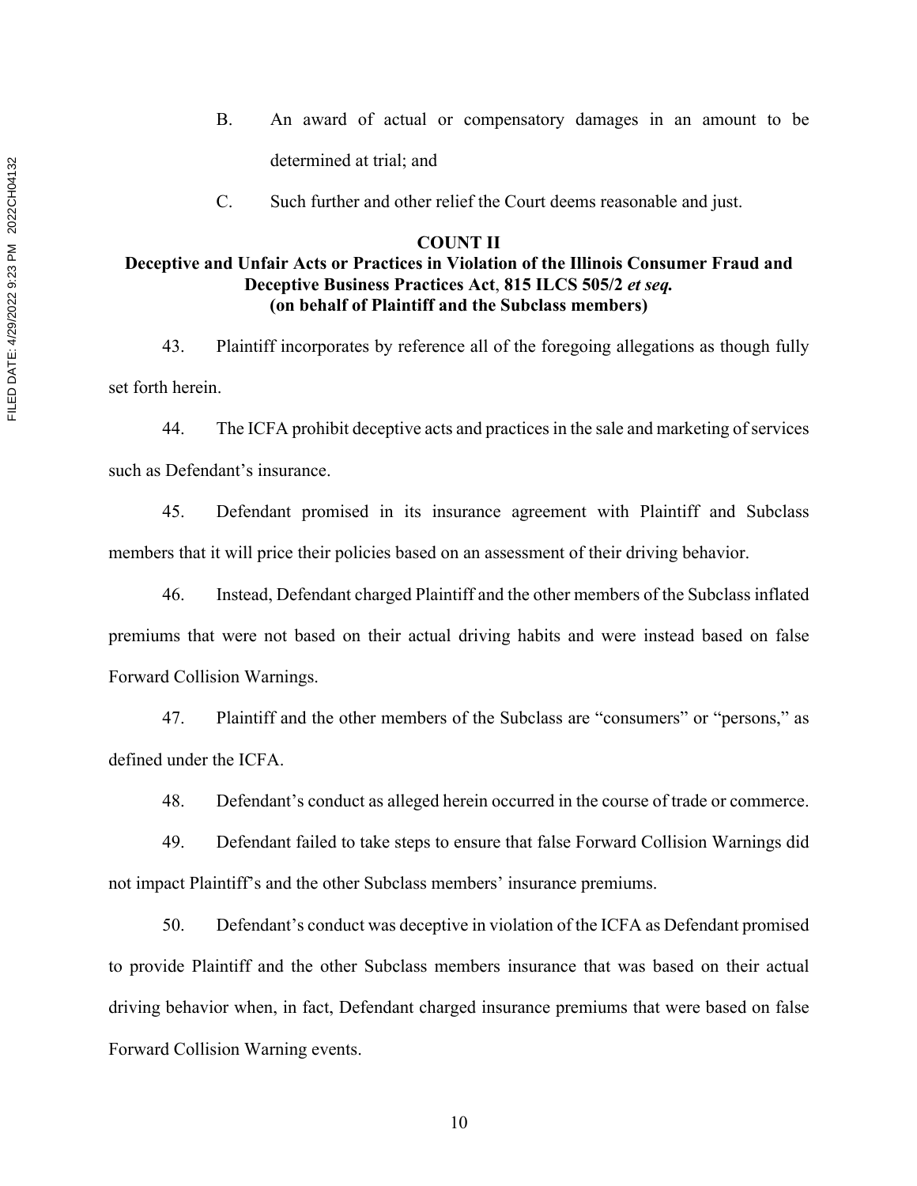B. An award of actual or compensatory damages in an amount to be determined at trial; and

C. Such further and other relief the Court deems reasonable and just.

**COUNT II**
**Deceptive and Unfair Acts or Practices in Violation of the Illinois Consumer Fraud and Deceptive Business Practices Act, 815 ILCS 505/2 *et seq.***
**(on behalf of Plaintiff and the Subclass members)**

43. Plaintiff incorporates by reference all of the foregoing allegations as though fully set forth herein.

44. The ICFA prohibit deceptive acts and practices in the sale and marketing of services such as Defendant's insurance.

45. Defendant promised in its insurance agreement with Plaintiff and Subclass members that it will price their policies based on an assessment of their driving behavior.

46. Instead, Defendant charged Plaintiff and the other members of the Subclass inflated premiums that were not based on their actual driving habits and were instead based on false Forward Collision Warnings.

47. Plaintiff and the other members of the Subclass are "consumers" or "persons," as defined under the ICFA.

48. Defendant's conduct as alleged herein occurred in the course of trade or commerce.

49. Defendant failed to take steps to ensure that false Forward Collision Warnings did not impact Plaintiff's and the other Subclass members' insurance premiums.

50. Defendant's conduct was deceptive in violation of the ICFA as Defendant promised to provide Plaintiff and the other Subclass members insurance that was based on their actual driving behavior when, in fact, Defendant charged insurance premiums that were based on false Forward Collision Warning events.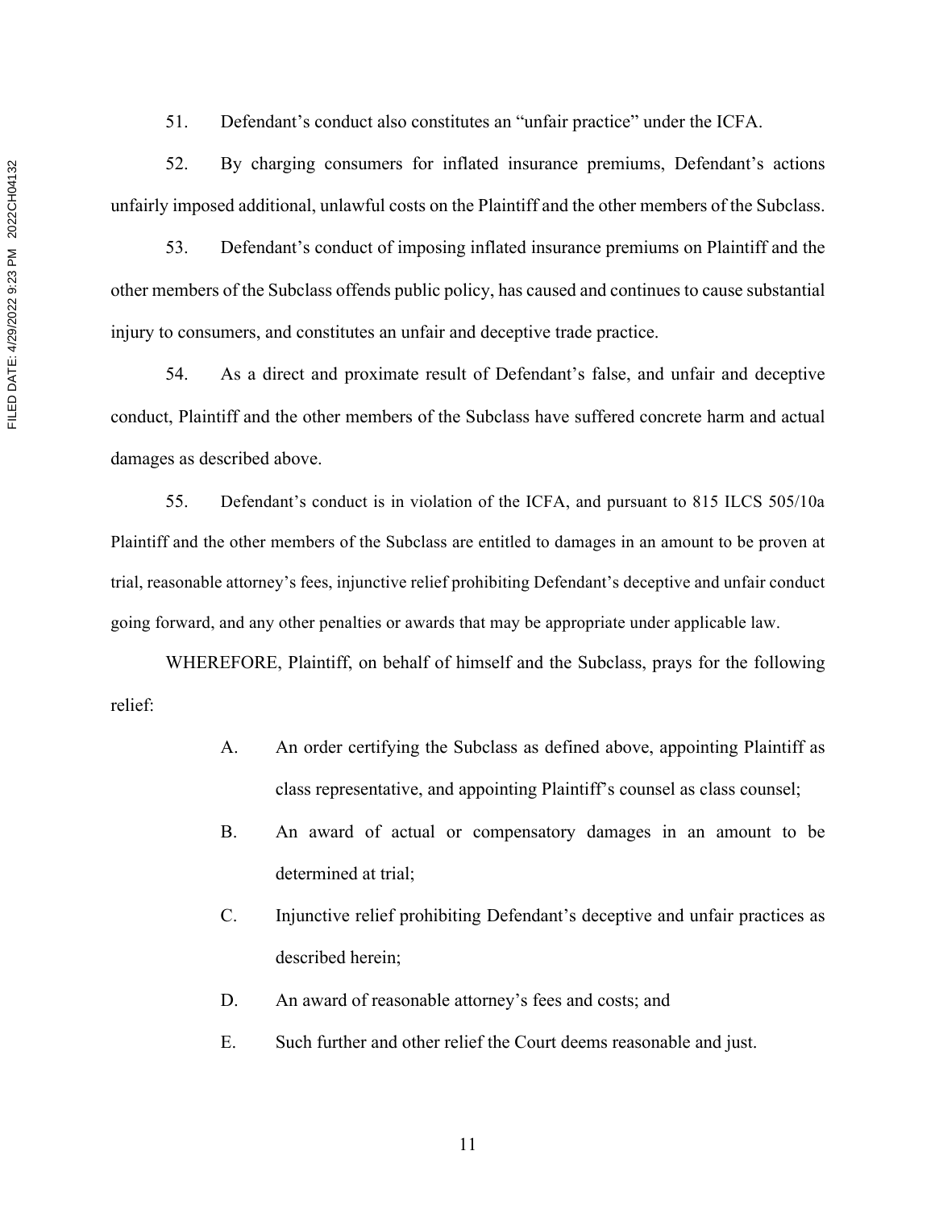51. Defendant's conduct also constitutes an "unfair practice" under the ICFA.

52. By charging consumers for inflated insurance premiums, Defendant's actions unfairly imposed additional, unlawful costs on the Plaintiff and the other members of the Subclass.

53. Defendant's conduct of imposing inflated insurance premiums on Plaintiff and the other members of the Subclass offends public policy, has caused and continues to cause substantial injury to consumers, and constitutes an unfair and deceptive trade practice.

54. As a direct and proximate result of Defendant's false, and unfair and deceptive conduct, Plaintiff and the other members of the Subclass have suffered concrete harm and actual damages as described above.

55. Defendant's conduct is in violation of the ICFA, and pursuant to 815 ILCS 505/10a Plaintiff and the other members of the Subclass are entitled to damages in an amount to be proven at trial, reasonable attorney's fees, injunctive relief prohibiting Defendant's deceptive and unfair conduct going forward, and any other penalties or awards that may be appropriate under applicable law.

WHEREFORE, Plaintiff, on behalf of himself and the Subclass, prays for the following relief:

A. An order certifying the Subclass as defined above, appointing Plaintiff as class representative, and appointing Plaintiff's counsel as class counsel;

B. An award of actual or compensatory damages in an amount to be determined at trial;

C. Injunctive relief prohibiting Defendant's deceptive and unfair practices as described herein;

D. An award of reasonable attorney's fees and costs; and

E. Such further and other relief the Court deems reasonable and just.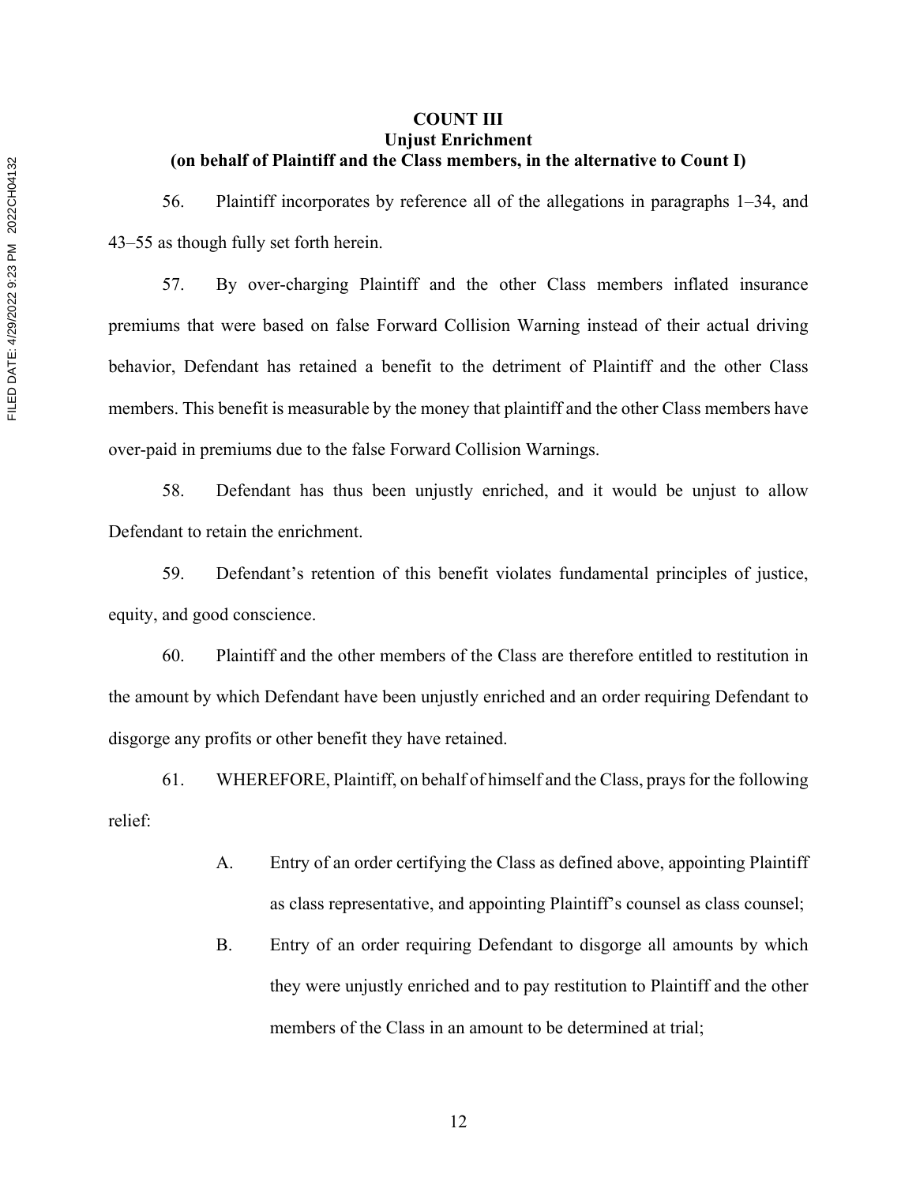**COUNT III**
**Unjust Enrichment**
**(on behalf of Plaintiff and the Class members, in the alternative to Count I)**

56. Plaintiff incorporates by reference all of the allegations in paragraphs 1–34, and 43–55 as though fully set forth herein.

57. By over-charging Plaintiff and the other Class members inflated insurance premiums that were based on false Forward Collision Warning instead of their actual driving behavior, Defendant has retained a benefit to the detriment of Plaintiff and the other Class members. This benefit is measurable by the money that plaintiff and the other Class members have over-paid in premiums due to the false Forward Collision Warnings.

58. Defendant has thus been unjustly enriched, and it would be unjust to allow Defendant to retain the enrichment.

59. Defendant's retention of this benefit violates fundamental principles of justice, equity, and good conscience.

60. Plaintiff and the other members of the Class are therefore entitled to restitution in the amount by which Defendant have been unjustly enriched and an order requiring Defendant to disgorge any profits or other benefit they have retained.

61. WHEREFORE, Plaintiff, on behalf of himself and the Class, prays for the following relief:

A. Entry of an order certifying the Class as defined above, appointing Plaintiff as class representative, and appointing Plaintiff's counsel as class counsel;

B. Entry of an order requiring Defendant to disgorge all amounts by which they were unjustly enriched and to pay restitution to Plaintiff and the other members of the Class in an amount to be determined at trial;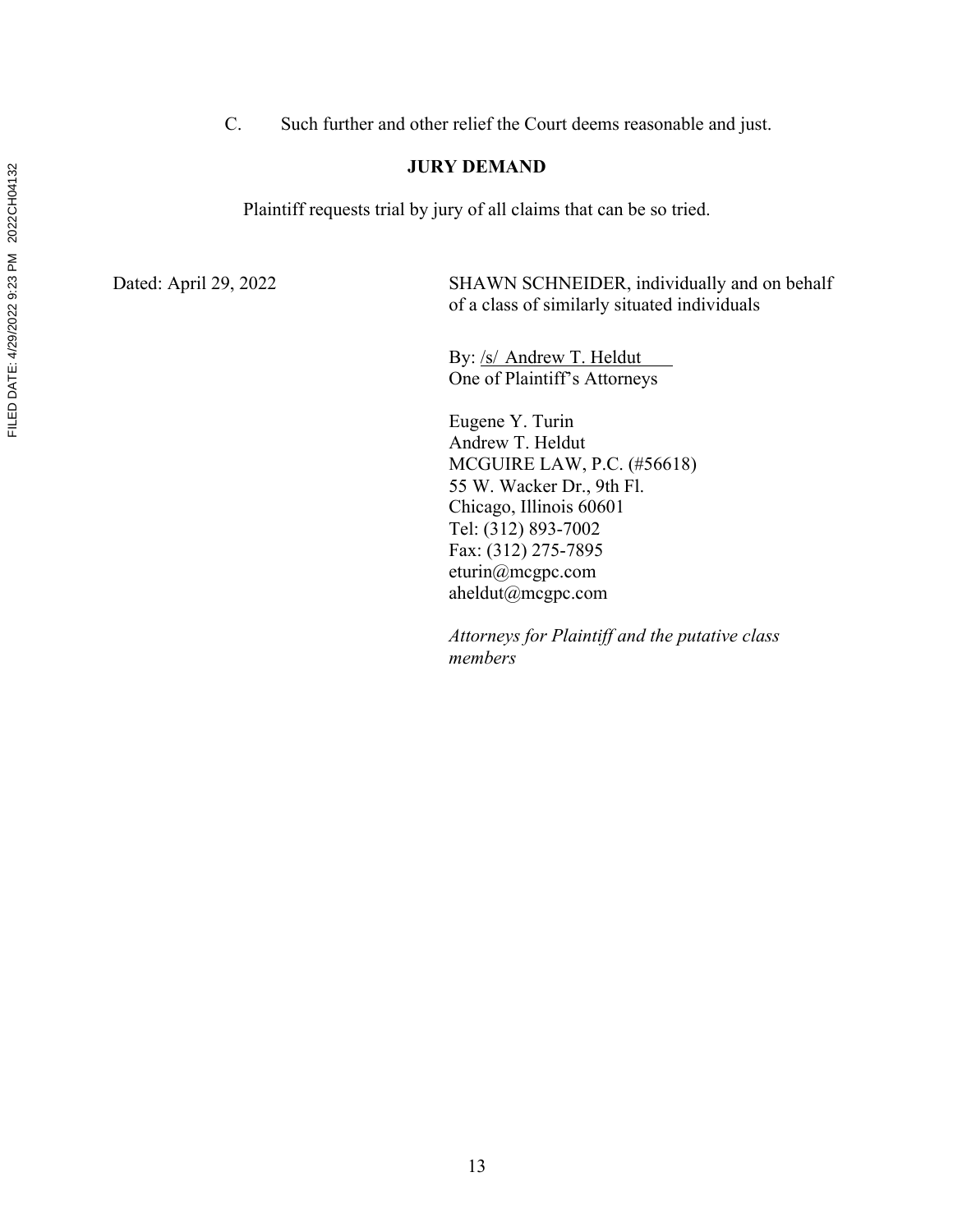C. Such further and other relief the Court deems reasonable and just.

**JURY DEMAND**

Plaintiff requests trial by jury of all claims that can be so tried.

Dated: April 29, 2022

SHAWN SCHNEIDER, individually and on behalf of a class of similarly situated individuals

By: /s/ Andrew T. Heldut
One of Plaintiff's Attorneys

Eugene Y. Turin
Andrew T. Heldut
MCGUIRE LAW, P.C. (#56618)
55 W. Wacker Dr., 9th Fl.
Chicago, Illinois 60601
Tel: (312) 893-7002
Fax: (312) 275-7895
eturin@mcgpc.com
aheldut@mcgpc.com

*Attorneys for Plaintiff and the putative class members*